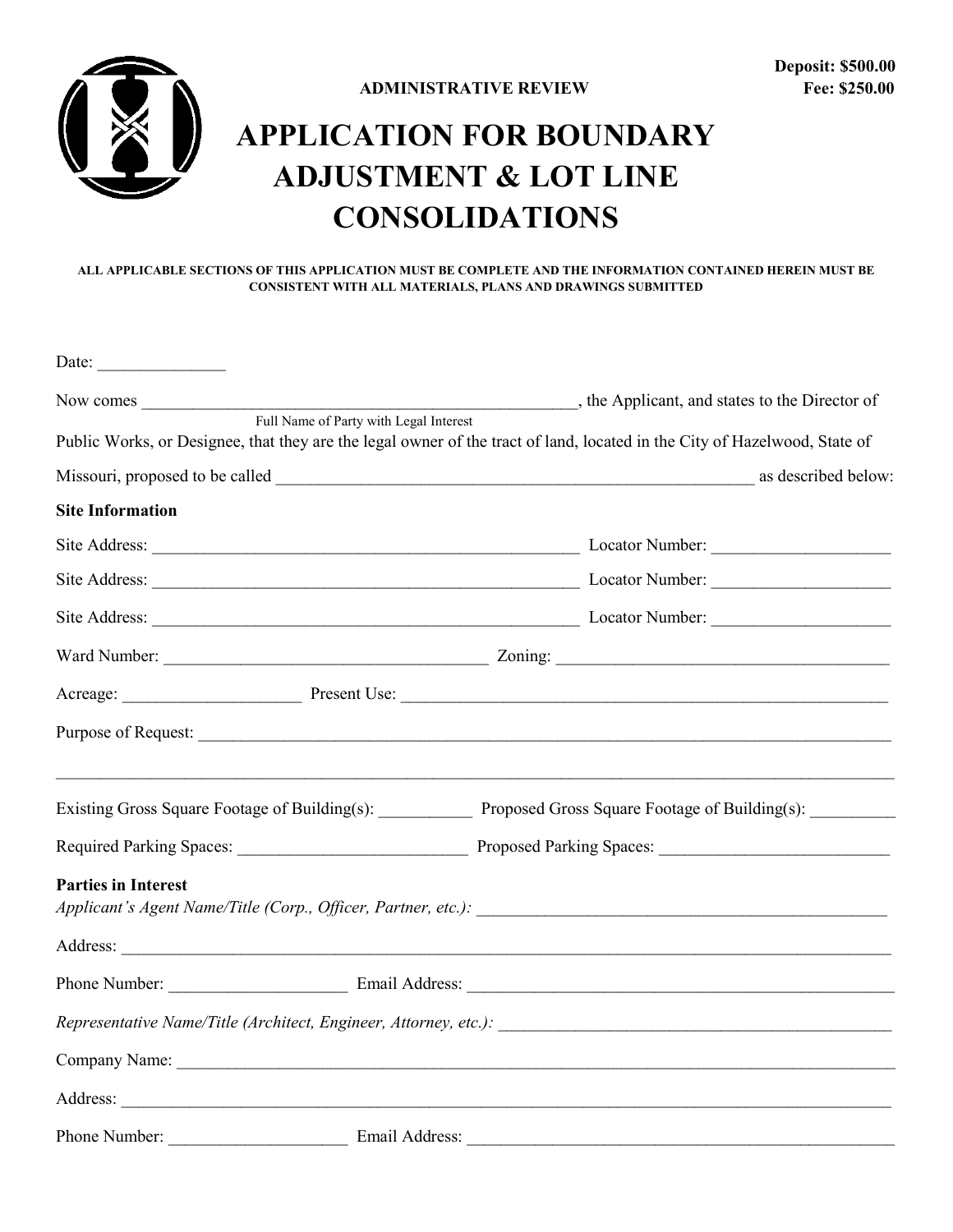**Deposit: $500.00**
**Fee: $250.00**

**ADMINISTRATIVE REVIEW**

# APPLICATION FOR BOUNDARY ADJUSTMENT & LOT LINE CONSOLIDATIONS

**ALL APPLICABLE SECTIONS OF THIS APPLICATION MUST BE COMPLETE AND THE INFORMATION CONTAINED HEREIN MUST BE CONSISTENT WITH ALL MATERIALS, PLANS AND DRAWINGS SUBMITTED**

Date: _______________

Now comes ______________________________________________________, the Applicant, and states to the Director of
Full Name of Party with Legal Interest

Public Works, or Designee, that they are the legal owner of the tract of land, located in the City of Hazelwood, State of Missouri, proposed to be called ___________________________________________________________ as described below:

**Site Information**

Site Address: _____________________________________________________ Locator Number: _____________________

Site Address: _____________________________________________________ Locator Number: _____________________

Site Address: _____________________________________________________ Locator Number: _____________________

Ward Number: ______________________________________ Zoning: ________________________________________

Acreage: ____________________ Present Use: ____________________________________________________________

Purpose of Request: ______________________________________________________________________________________

_____________________________________________________________________________________________________

Existing Gross Square Footage of Building(s): ___________ Proposed Gross Square Footage of Building(s): __________

Required Parking Spaces: ___________________________ Proposed Parking Spaces: ___________________________

**Parties in Interest**

*Applicant's Agent Name/Title (Corp., Officer, Partner, etc.):* _________________________________________________

Address: _____________________________________________________________________________________________

Phone Number: _____________________ Email Address: ___________________________________________________

*Representative Name/Title (Architect, Engineer, Attorney, etc.):* ______________________________________________

Company Name: _______________________________________________________________________________________

Address: _____________________________________________________________________________________________

Phone Number: _____________________ Email Address: ___________________________________________________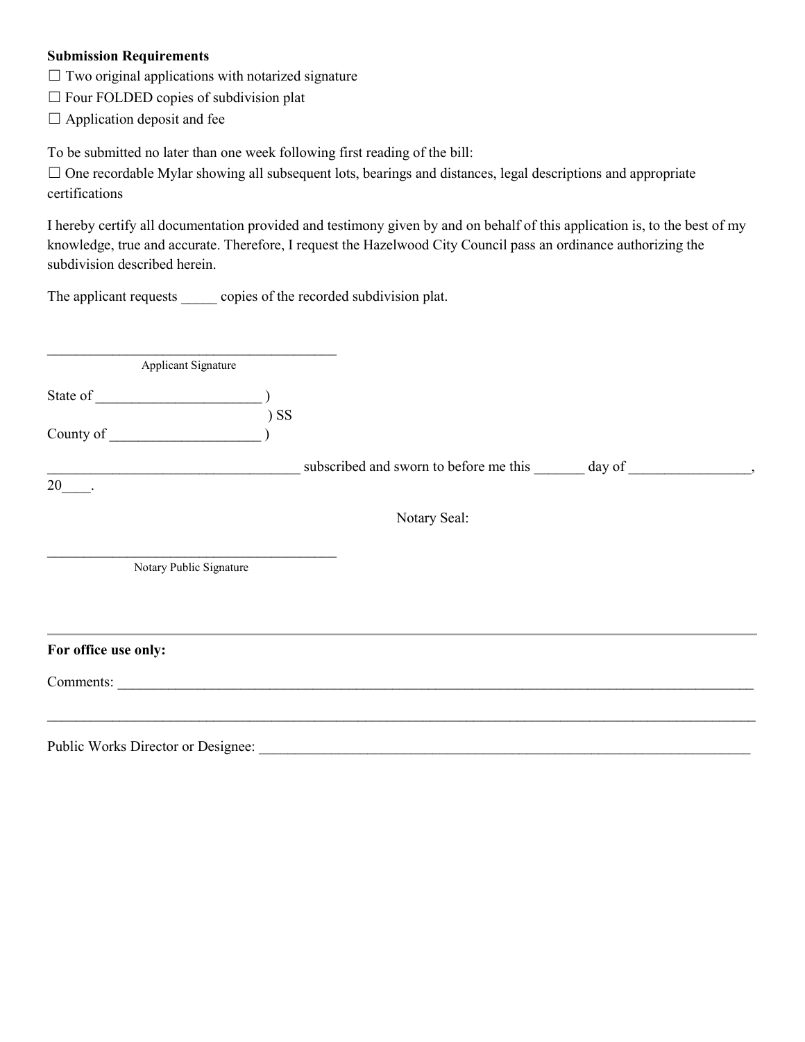**Submission Requirements**

☐ Two original applications with notarized signature
☐ Four FOLDED copies of subdivision plat
☐ Application deposit and fee

To be submitted no later than one week following first reading of the bill:
☐ One recordable Mylar showing all subsequent lots, bearings and distances, legal descriptions and appropriate certifications

I hereby certify all documentation provided and testimony given by and on behalf of this application is, to the best of my knowledge, true and accurate. Therefore, I request the Hazelwood City Council pass an ordinance authorizing the subdivision described herein.

The applicant requests _____ copies of the recorded subdivision plat.

\_\_\_\_\_\_\_\_\_\_\_\_\_\_\_\_\_\_\_\_\_\_\_\_\_\_\_\_\_\_\_\_\_\_\_\_\_\_\_\_\_\_
Applicant Signature

State of ______________________ )
) SS
County of ____________________ )

__________________________________ subscribed and sworn to before me this _______ day of ________________, 20____.

Notary Seal:

\_\_\_\_\_\_\_\_\_\_\_\_\_\_\_\_\_\_\_\_\_\_\_\_\_\_\_\_\_\_\_\_\_\_\_\_\_\_\_\_\_\_
Notary Public Signature

---

**For office use only:**

Comments: ______________________________________________________________________________

_____________________________________________________________________________________

Public Works Director or Designee: ________________________________________________________